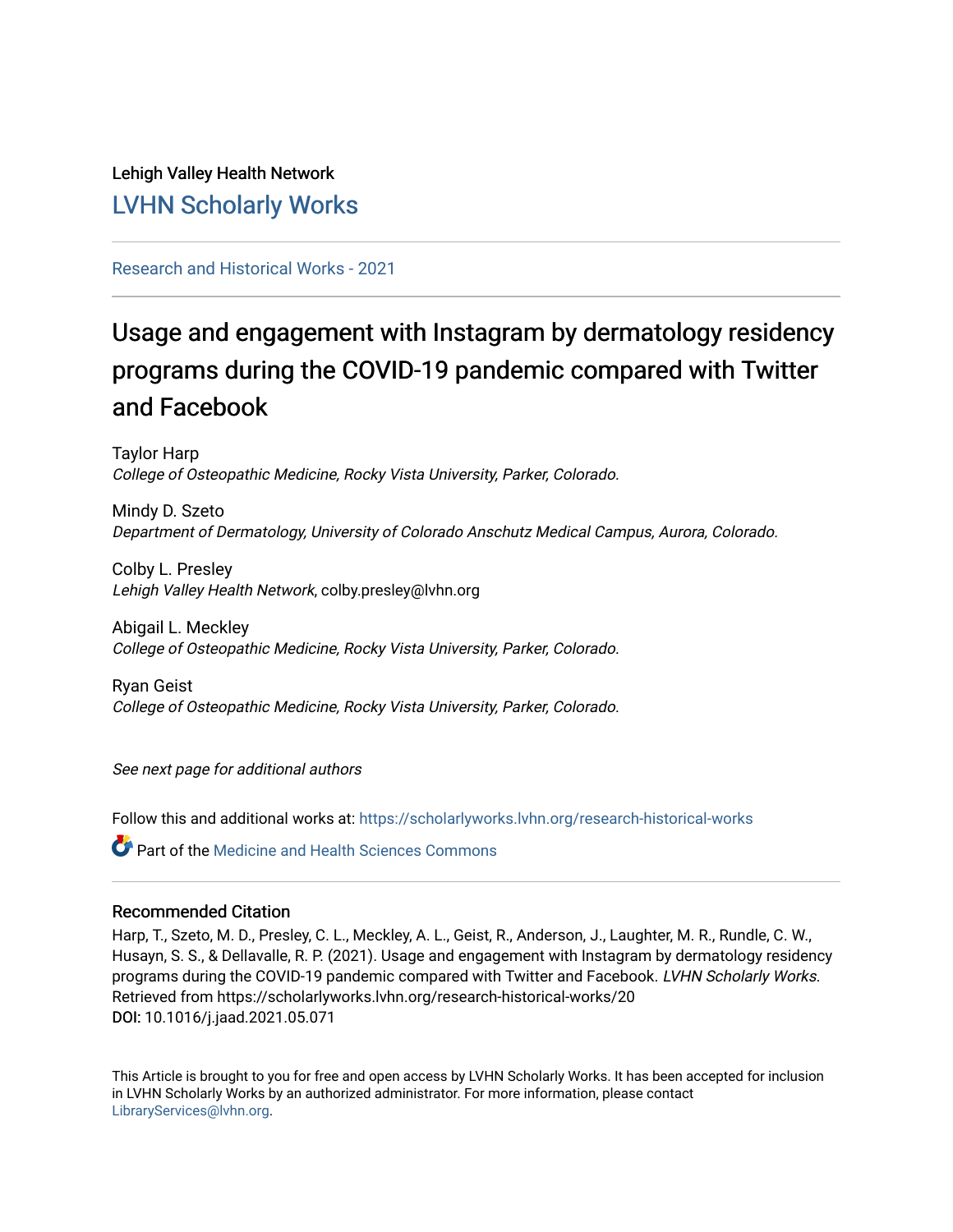Lehigh Valley Health Network

[LVHN Scholarly Works](https://scholarlyworks.lvhn.org/)

Research and Historical Works - 2021

# Usage and engagement with Instagram by dermatology residency programs during the COVID-19 pandemic compared with Twitter and Facebook

Taylor Harp
*College of Osteopathic Medicine, Rocky Vista University, Parker, Colorado.*

Mindy D. Szeto
*Department of Dermatology, University of Colorado Anschutz Medical Campus, Aurora, Colorado.*

Colby L. Presley
*Lehigh Valley Health Network*, colby.presley@lvhn.org

Abigail L. Meckley
*College of Osteopathic Medicine, Rocky Vista University, Parker, Colorado.*

Ryan Geist
*College of Osteopathic Medicine, Rocky Vista University, Parker, Colorado.*

*See next page for additional authors*

Follow this and additional works at: https://scholarlyworks.lvhn.org/research-historical-works

Part of the Medicine and Health Sciences Commons

## Recommended Citation

Harp, T., Szeto, M. D., Presley, C. L., Meckley, A. L., Geist, R., Anderson, J., Laughter, M. R., Rundle, C. W., Husayn, S. S., & Dellavalle, R. P. (2021). Usage and engagement with Instagram by dermatology residency programs during the COVID-19 pandemic compared with Twitter and Facebook. *LVHN Scholarly Works.* Retrieved from https://scholarlyworks.lvhn.org/research-historical-works/20
**DOI:** 10.1016/j.jaad.2021.05.071

This Article is brought to you for free and open access by LVHN Scholarly Works. It has been accepted for inclusion in LVHN Scholarly Works by an authorized administrator. For more information, please contact LibraryServices@lvhn.org.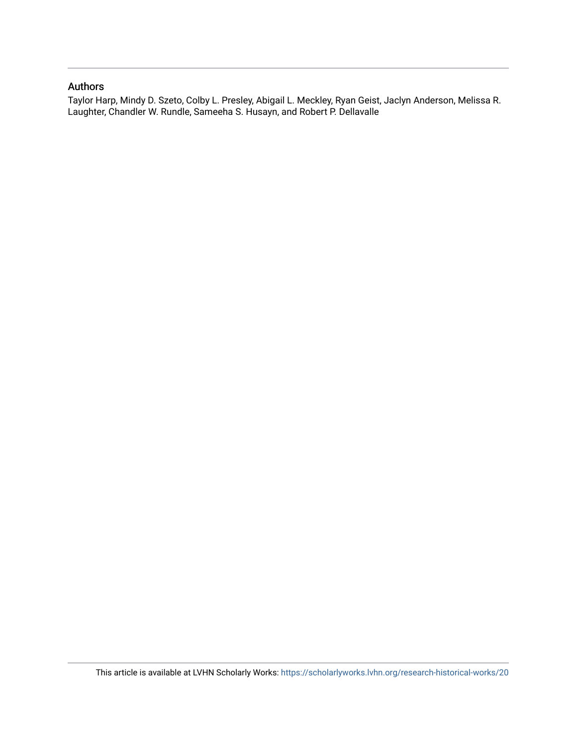## Authors

Taylor Harp, Mindy D. Szeto, Colby L. Presley, Abigail L. Meckley, Ryan Geist, Jaclyn Anderson, Melissa R. Laughter, Chandler W. Rundle, Sameeha S. Husayn, and Robert P. Dellavalle

This article is available at LVHN Scholarly Works: https://scholarlyworks.lvhn.org/research-historical-works/20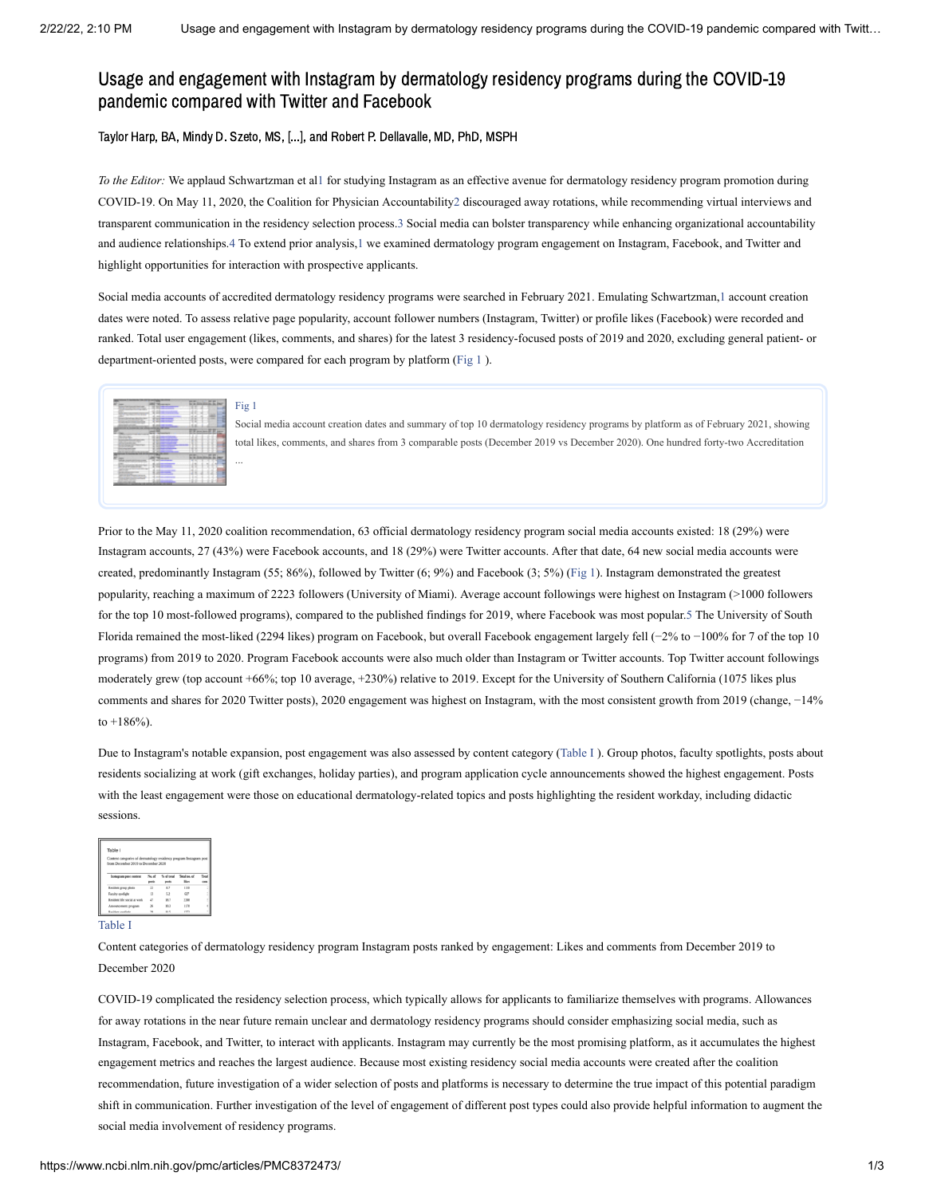# Usage and engagement with Instagram by dermatology residency programs during the COVID-19 pandemic compared with Twitter and Facebook

Taylor Harp, BA, Mindy D. Szeto, MS, [...], and Robert P. Dellavalle, MD, PhD, MSPH

*To the Editor:* We applaud Schwartzman et al[1] for studying Instagram as an effective avenue for dermatology residency program promotion during COVID-19. On May 11, 2020, the Coalition for Physician Accountability[2] discouraged away rotations, while recommending virtual interviews and transparent communication in the residency selection process.[3] Social media can bolster transparency while enhancing organizational accountability and audience relationships.[4] To extend prior analysis,[1] we examined dermatology program engagement on Instagram, Facebook, and Twitter and highlight opportunities for interaction with prospective applicants.

Social media accounts of accredited dermatology residency programs were searched in February 2021. Emulating Schwartzman,[1] account creation dates were noted. To assess relative page popularity, account follower numbers (Instagram, Twitter) or profile likes (Facebook) were recorded and ranked. Total user engagement (likes, comments, and shares) for the latest 3 residency-focused posts of 2019 and 2020, excluding general patient- or department-oriented posts, were compared for each program by platform (Fig 1 ).

Fig 1

Social media account creation dates and summary of top 10 dermatology residency programs by platform as of February 2021, showing total likes, comments, and shares from 3 comparable posts (December 2019 vs December 2020). One hundred forty-two Accreditation ...

Prior to the May 11, 2020 coalition recommendation, 63 official dermatology residency program social media accounts existed: 18 (29%) were Instagram accounts, 27 (43%) were Facebook accounts, and 18 (29%) were Twitter accounts. After that date, 64 new social media accounts were created, predominantly Instagram (55; 86%), followed by Twitter (6; 9%) and Facebook (3; 5%) (Fig 1). Instagram demonstrated the greatest popularity, reaching a maximum of 2223 followers (University of Miami). Average account followings were highest on Instagram (>1000 followers for the top 10 most-followed programs), compared to the published findings for 2019, where Facebook was most popular.[5] The University of South Florida remained the most-liked (2294 likes) program on Facebook, but overall Facebook engagement largely fell (−2% to −100% for 7 of the top 10 programs) from 2019 to 2020. Program Facebook accounts were also much older than Instagram or Twitter accounts. Top Twitter account followings moderately grew (top account +66%; top 10 average, +230%) relative to 2019. Except for the University of Southern California (1075 likes plus comments and shares for 2020 Twitter posts), 2020 engagement was highest on Instagram, with the most consistent growth from 2019 (change, −14% to +186%).

Due to Instagram's notable expansion, post engagement was also assessed by content category (Table I ). Group photos, faculty spotlights, posts about residents socializing at work (gift exchanges, holiday parties), and program application cycle announcements showed the highest engagement. Posts with the least engagement were those on educational dermatology-related topics and posts highlighting the resident workday, including didactic sessions.

Table I

Content categories of dermatology residency program Instagram posts ranked by engagement: Likes and comments from December 2019 to December 2020

COVID-19 complicated the residency selection process, which typically allows for applicants to familiarize themselves with programs. Allowances for away rotations in the near future remain unclear and dermatology residency programs should consider emphasizing social media, such as Instagram, Facebook, and Twitter, to interact with applicants. Instagram may currently be the most promising platform, as it accumulates the highest engagement metrics and reaches the largest audience. Because most existing residency social media accounts were created after the coalition recommendation, future investigation of a wider selection of posts and platforms is necessary to determine the true impact of this potential paradigm shift in communication. Further investigation of the level of engagement of different post types could also provide helpful information to augment the social media involvement of residency programs.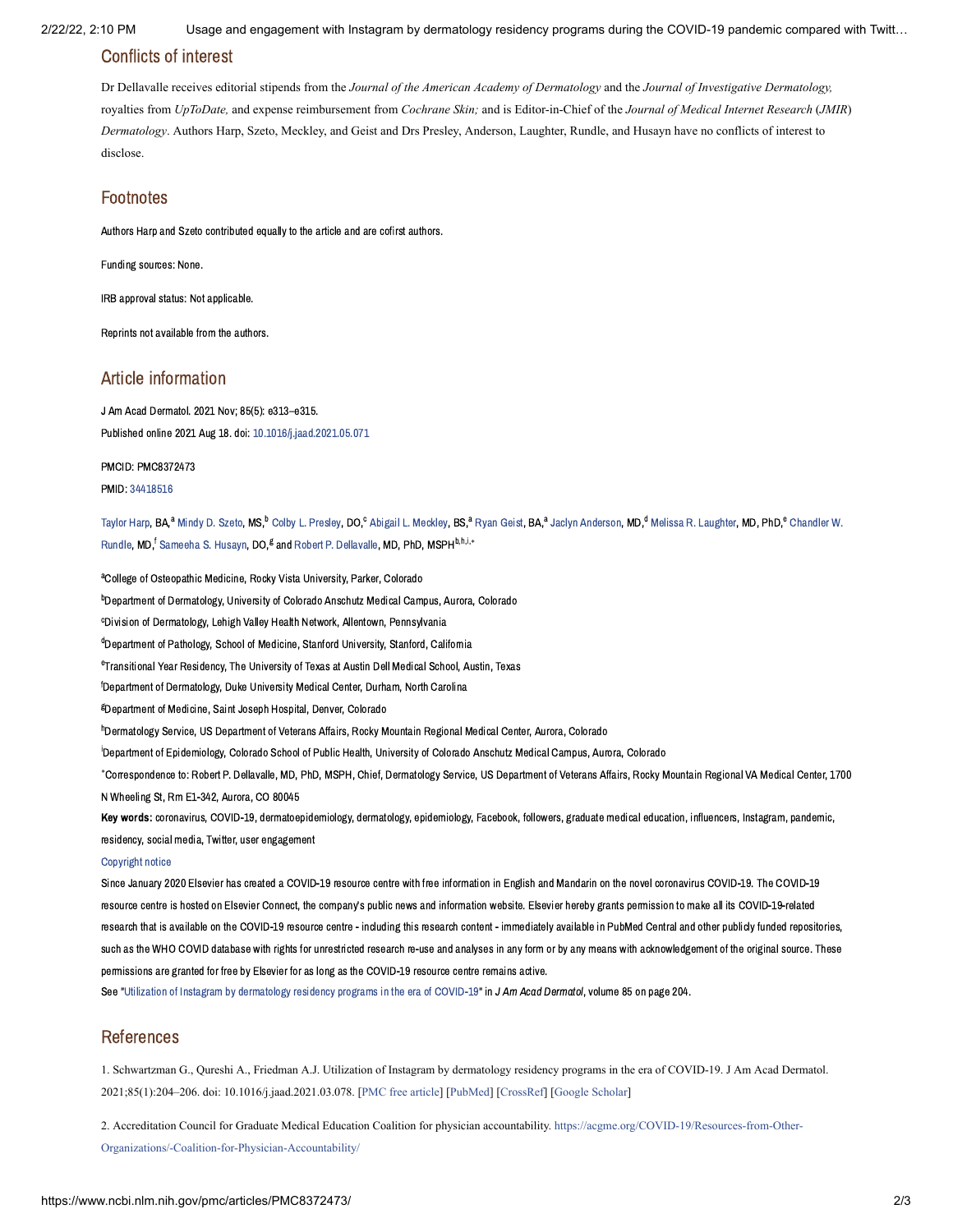## Conflicts of interest

Dr Dellavalle receives editorial stipends from the *Journal of the American Academy of Dermatology* and the *Journal of Investigative Dermatology,* royalties from *UpToDate,* and expense reimbursement from *Cochrane Skin;* and is Editor-in-Chief of the *Journal of Medical Internet Research* (*JMIR*) *Dermatology*. Authors Harp, Szeto, Meckley, and Geist and Drs Presley, Anderson, Laughter, Rundle, and Husayn have no conflicts of interest to disclose.

## Footnotes

Authors Harp and Szeto contributed equally to the article and are cofirst authors.

Funding sources: None.

IRB approval status: Not applicable.

Reprints not available from the authors.

## Article information

J Am Acad Dermatol. 2021 Nov; 85(5): e313–e315.

Published online 2021 Aug 18. doi: 10.1016/j.jaad.2021.05.071

PMCID: PMC8372473

PMID: 34418516

Taylor Harp, BA,[a] Mindy D. Szeto, MS,[b] Colby L. Presley, DO,[c] Abigail L. Meckley, BS,[a] Ryan Geist, BA,[a] Jaclyn Anderson, MD,[d] Melissa R. Laughter, MD, PhD,[e] Chandler W. Rundle, MD,[f] Sameeha S. Husayn, DO,[g] and Robert P. Dellavalle, MD, PhD, MSPH[b,h,i,*]

[a]College of Osteopathic Medicine, Rocky Vista University, Parker, Colorado

[b]Department of Dermatology, University of Colorado Anschutz Medical Campus, Aurora, Colorado

[c]Division of Dermatology, Lehigh Valley Health Network, Allentown, Pennsylvania

[d]Department of Pathology, School of Medicine, Stanford University, Stanford, California

[e]Transitional Year Residency, The University of Texas at Austin Dell Medical School, Austin, Texas

[f]Department of Dermatology, Duke University Medical Center, Durham, North Carolina

[g]Department of Medicine, Saint Joseph Hospital, Denver, Colorado

[h]Dermatology Service, US Department of Veterans Affairs, Rocky Mountain Regional Medical Center, Aurora, Colorado

[i]Department of Epidemiology, Colorado School of Public Health, University of Colorado Anschutz Medical Campus, Aurora, Colorado

[*]Correspondence to: Robert P. Dellavalle, MD, PhD, MSPH, Chief, Dermatology Service, US Department of Veterans Affairs, Rocky Mountain Regional VA Medical Center, 1700 N Wheeling St, Rm E1-342, Aurora, CO 80045

**Key words:** coronavirus, COVID-19, dermatoepidemiology, dermatology, epidemiology, Facebook, followers, graduate medical education, influencers, Instagram, pandemic, residency, social media, Twitter, user engagement

Copyright notice

Since January 2020 Elsevier has created a COVID-19 resource centre with free information in English and Mandarin on the novel coronavirus COVID-19. The COVID-19 resource centre is hosted on Elsevier Connect, the company's public news and information website. Elsevier hereby grants permission to make all its COVID-19-related research that is available on the COVID-19 resource centre - including this research content - immediately available in PubMed Central and other publicly funded repositories, such as the WHO COVID database with rights for unrestricted research re-use and analyses in any form or by any means with acknowledgement of the original source. These permissions are granted for free by Elsevier for as long as the COVID-19 resource centre remains active.

See "Utilization of Instagram by dermatology residency programs in the era of COVID-19" in *J Am Acad Dermatol*, volume 85 on page 204.

## References

1. Schwartzman G., Qureshi A., Friedman A.J. Utilization of Instagram by dermatology residency programs in the era of COVID-19. J Am Acad Dermatol. 2021;85(1):204–206. doi: 10.1016/j.jaad.2021.03.078. [PMC free article] [PubMed] [CrossRef] [Google Scholar]

2. Accreditation Council for Graduate Medical Education Coalition for physician accountability. https://acgme.org/COVID-19/Resources-from-Other-Organizations/-Coalition-for-Physician-Accountability/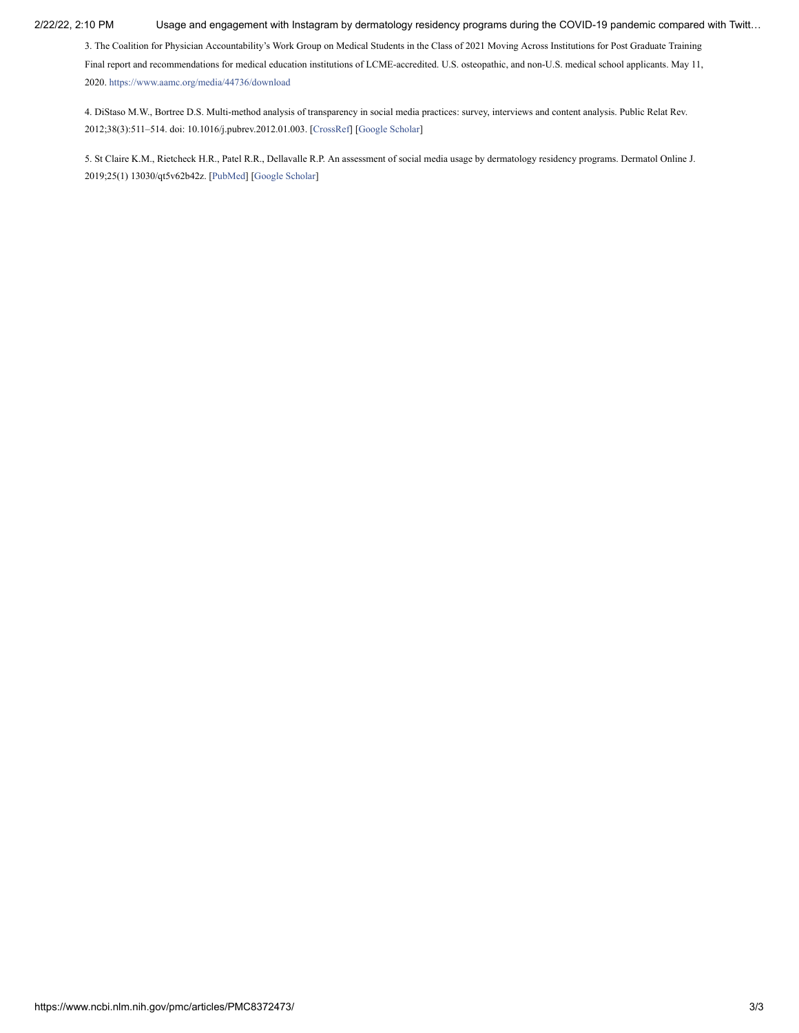3. The Coalition for Physician Accountability's Work Group on Medical Students in the Class of 2021 Moving Across Institutions for Post Graduate Training Final report and recommendations for medical education institutions of LCME-accredited. U.S. osteopathic, and non-U.S. medical school applicants. May 11, 2020. https://www.aamc.org/media/44736/download

4. DiStaso M.W., Bortree D.S. Multi-method analysis of transparency in social media practices: survey, interviews and content analysis. Public Relat Rev. 2012;38(3):511–514. doi: 10.1016/j.pubrev.2012.01.003. [CrossRef] [Google Scholar]

5. St Claire K.M., Rietcheck H.R., Patel R.R., Dellavalle R.P. An assessment of social media usage by dermatology residency programs. Dermatol Online J. 2019;25(1) 13030/qt5v62b42z. [PubMed] [Google Scholar]